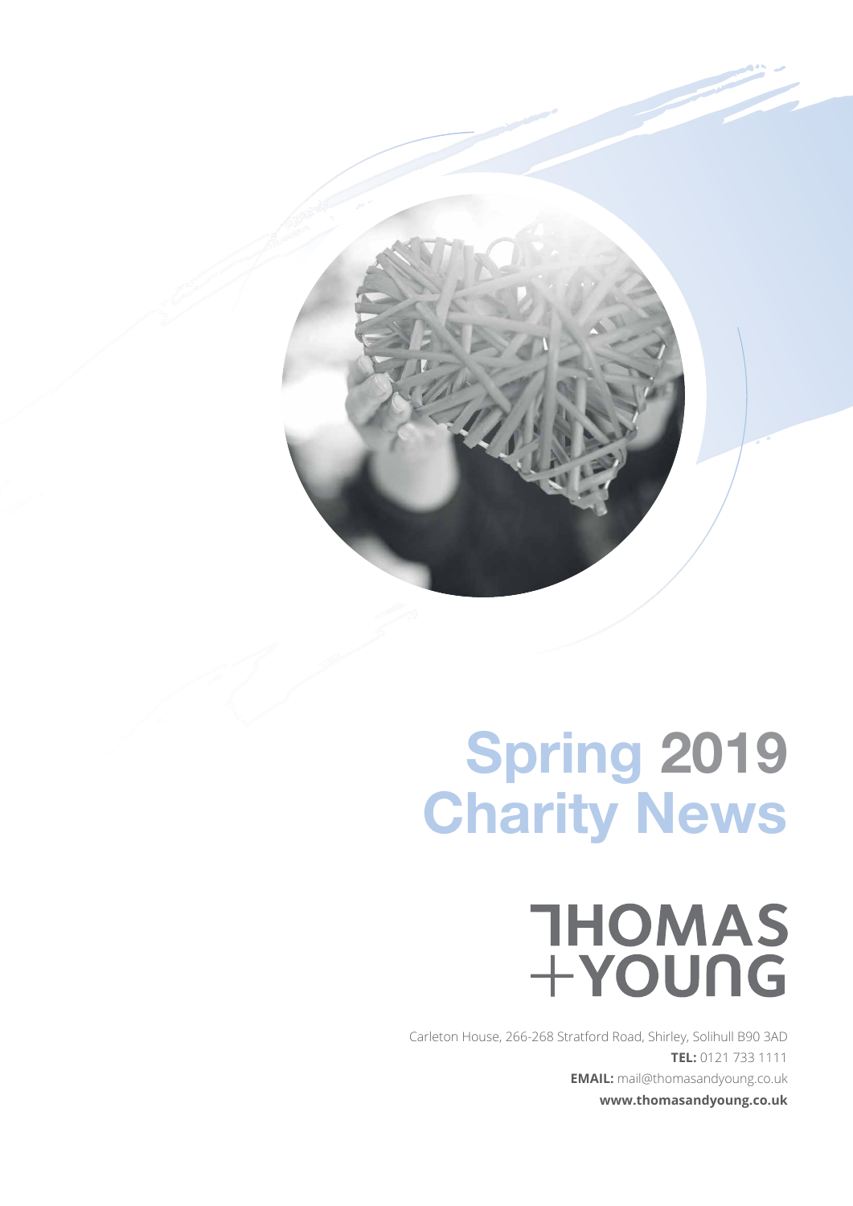# Spring 2019 Charity News

THOMAS + YOUNG

Carleton House, 266-268 Stratford Road, Shirley, Solihull B90 3AD

**TEL:** 0121 733 1111

**EMAIL:** mail@thomasandyoung.co.uk

**www.thomasandyoung.co.uk**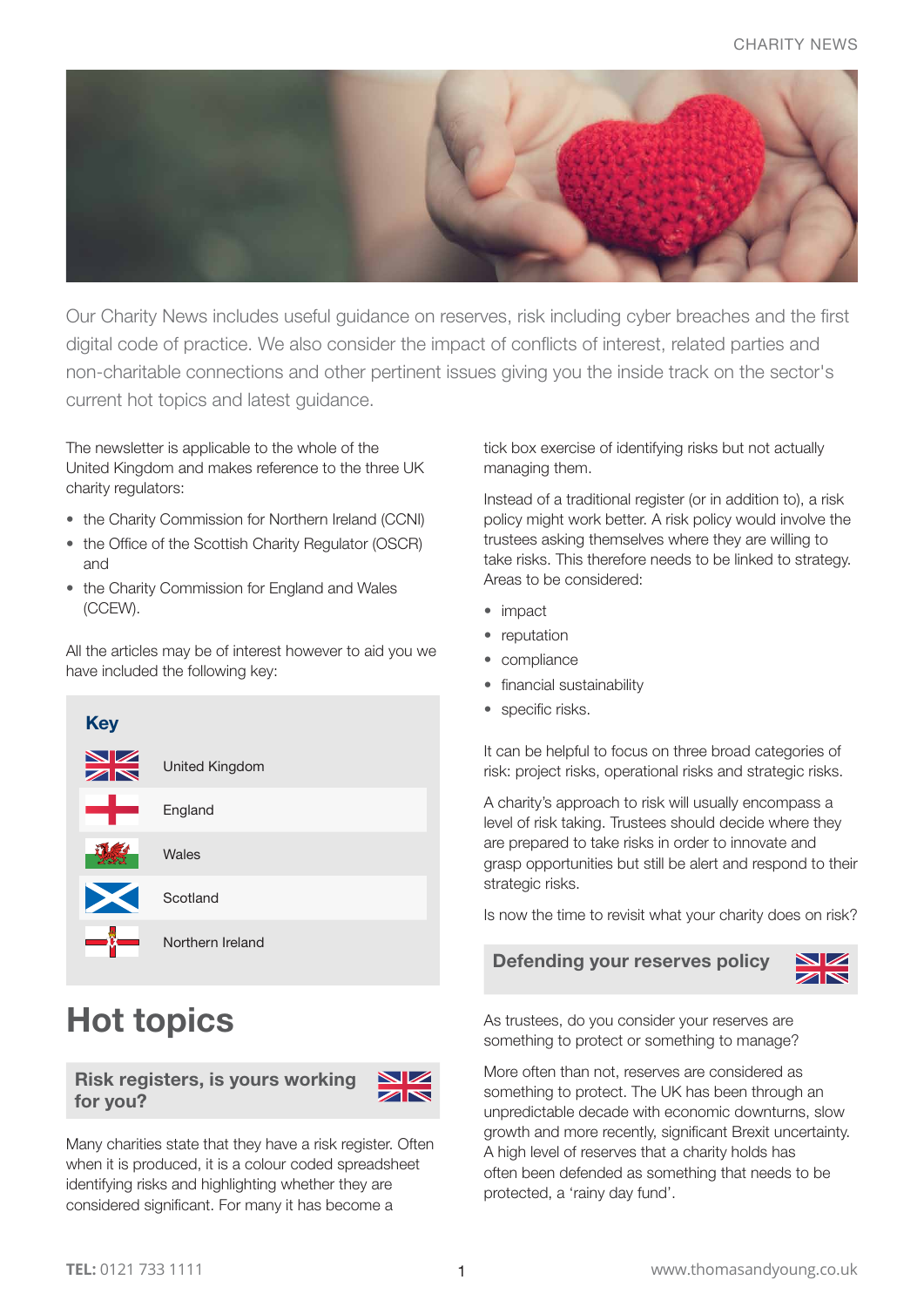Our Charity News includes useful guidance on reserves, risk including cyber breaches and the first digital code of practice. We also consider the impact of conflicts of interest, related parties and non-charitable connections and other pertinent issues giving you the inside track on the sector's current hot topics and latest guidance.

The newsletter is applicable to the whole of the United Kingdom and makes reference to the three UK charity regulators:

- the Charity Commission for Northern Ireland (CCNI)
- the Office of the Scottish Charity Regulator (OSCR) and
- the Charity Commission for England and Wales (CCEW).

All the articles may be of interest however to aid you we have included the following key:

**Key**

| Flag | Region |
| --- | --- |
| | United Kingdom |
| | England |
| | Wales |
| | Scotland |
| | Northern Ireland |

# Hot topics

## Risk registers, is yours working for you?

Many charities state that they have a risk register. Often when it is produced, it is a colour coded spreadsheet identifying risks and highlighting whether they are considered significant. For many it has become a tick box exercise of identifying risks but not actually managing them.

Instead of a traditional register (or in addition to), a risk policy might work better. A risk policy would involve the trustees asking themselves where they are willing to take risks. This therefore needs to be linked to strategy. Areas to be considered:

- impact
- reputation
- compliance
- financial sustainability
- specific risks.

It can be helpful to focus on three broad categories of risk: project risks, operational risks and strategic risks.

A charity's approach to risk will usually encompass a level of risk taking. Trustees should decide where they are prepared to take risks in order to innovate and grasp opportunities but still be alert and respond to their strategic risks.

Is now the time to revisit what your charity does on risk?

## Defending your reserves policy

As trustees, do you consider your reserves are something to protect or something to manage?

More often than not, reserves are considered as something to protect. The UK has been through an unpredictable decade with economic downturns, slow growth and more recently, significant Brexit uncertainty. A high level of reserves that a charity holds has often been defended as something that needs to be protected, a 'rainy day fund'.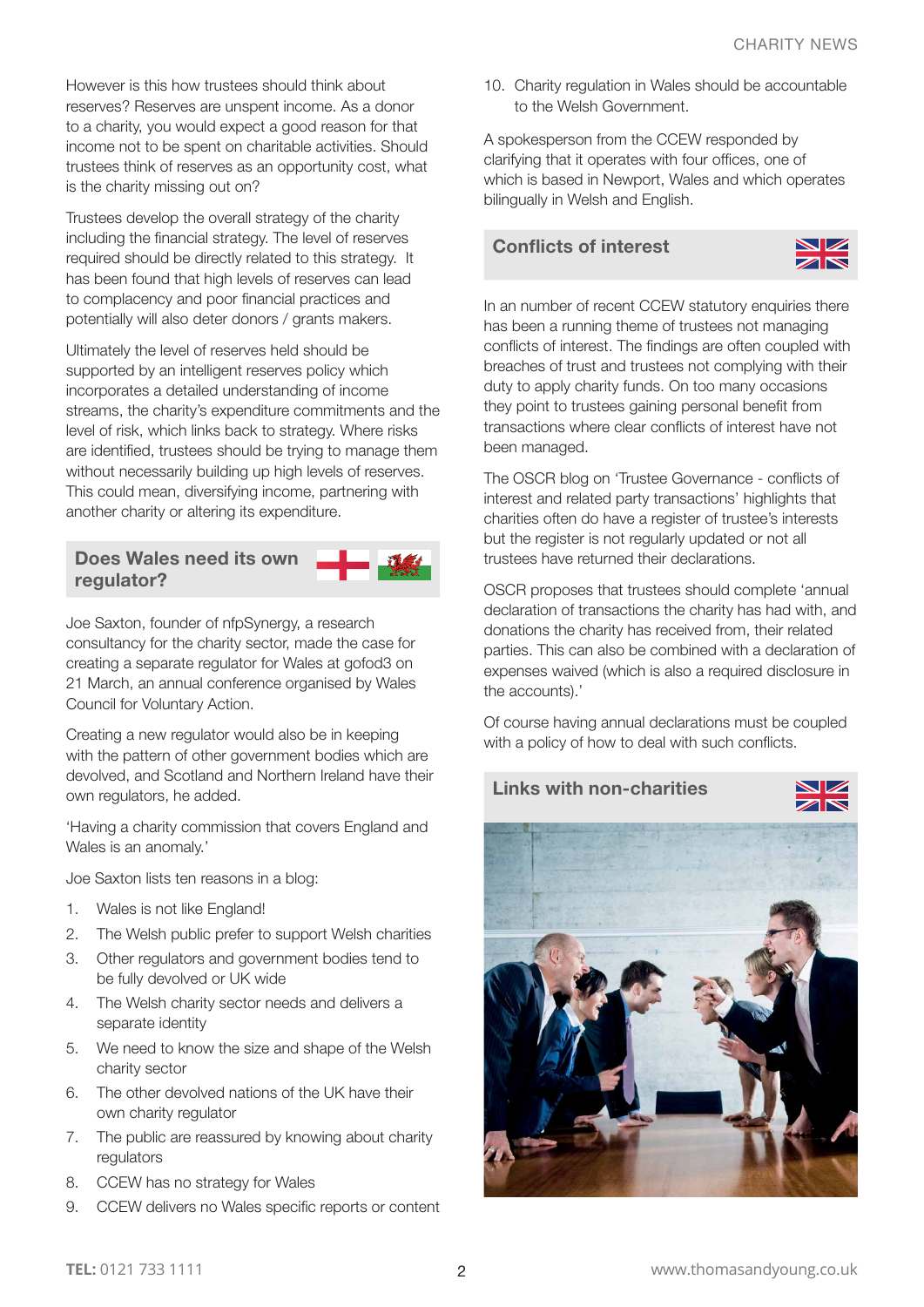However is this how trustees should think about reserves? Reserves are unspent income. As a donor to a charity, you would expect a good reason for that income not to be spent on charitable activities. Should trustees think of reserves as an opportunity cost, what is the charity missing out on?

Trustees develop the overall strategy of the charity including the financial strategy. The level of reserves required should be directly related to this strategy. It has been found that high levels of reserves can lead to complacency and poor financial practices and potentially will also deter donors / grants makers.

Ultimately the level of reserves held should be supported by an intelligent reserves policy which incorporates a detailed understanding of income streams, the charity's expenditure commitments and the level of risk, which links back to strategy. Where risks are identified, trustees should be trying to manage them without necessarily building up high levels of reserves. This could mean, diversifying income, partnering with another charity or altering its expenditure.

## Does Wales need its own regulator?

Joe Saxton, founder of nfpSynergy, a research consultancy for the charity sector, made the case for creating a separate regulator for Wales at gofod3 on 21 March, an annual conference organised by Wales Council for Voluntary Action.

Creating a new regulator would also be in keeping with the pattern of other government bodies which are devolved, and Scotland and Northern Ireland have their own regulators, he added.

'Having a charity commission that covers England and Wales is an anomaly.'

Joe Saxton lists ten reasons in a blog:

1. Wales is not like England!
2. The Welsh public prefer to support Welsh charities
3. Other regulators and government bodies tend to be fully devolved or UK wide
4. The Welsh charity sector needs and delivers a separate identity
5. We need to know the size and shape of the Welsh charity sector
6. The other devolved nations of the UK have their own charity regulator
7. The public are reassured by knowing about charity regulators
8. CCEW has no strategy for Wales
9. CCEW delivers no Wales specific reports or content
10. Charity regulation in Wales should be accountable to the Welsh Government.

A spokesperson from the CCEW responded by clarifying that it operates with four offices, one of which is based in Newport, Wales and which operates bilingually in Welsh and English.

## Conflicts of interest

In an number of recent CCEW statutory enquiries there has been a running theme of trustees not managing conflicts of interest. The findings are often coupled with breaches of trust and trustees not complying with their duty to apply charity funds. On too many occasions they point to trustees gaining personal benefit from transactions where clear conflicts of interest have not been managed.

The OSCR blog on 'Trustee Governance - conflicts of interest and related party transactions' highlights that charities often do have a register of trustee's interests but the register is not regularly updated or not all trustees have returned their declarations.

OSCR proposes that trustees should complete 'annual declaration of transactions the charity has had with, and donations the charity has received from, their related parties. This can also be combined with a declaration of expenses waived (which is also a required disclosure in the accounts).'

Of course having annual declarations must be coupled with a policy of how to deal with such conflicts.

## Links with non-charities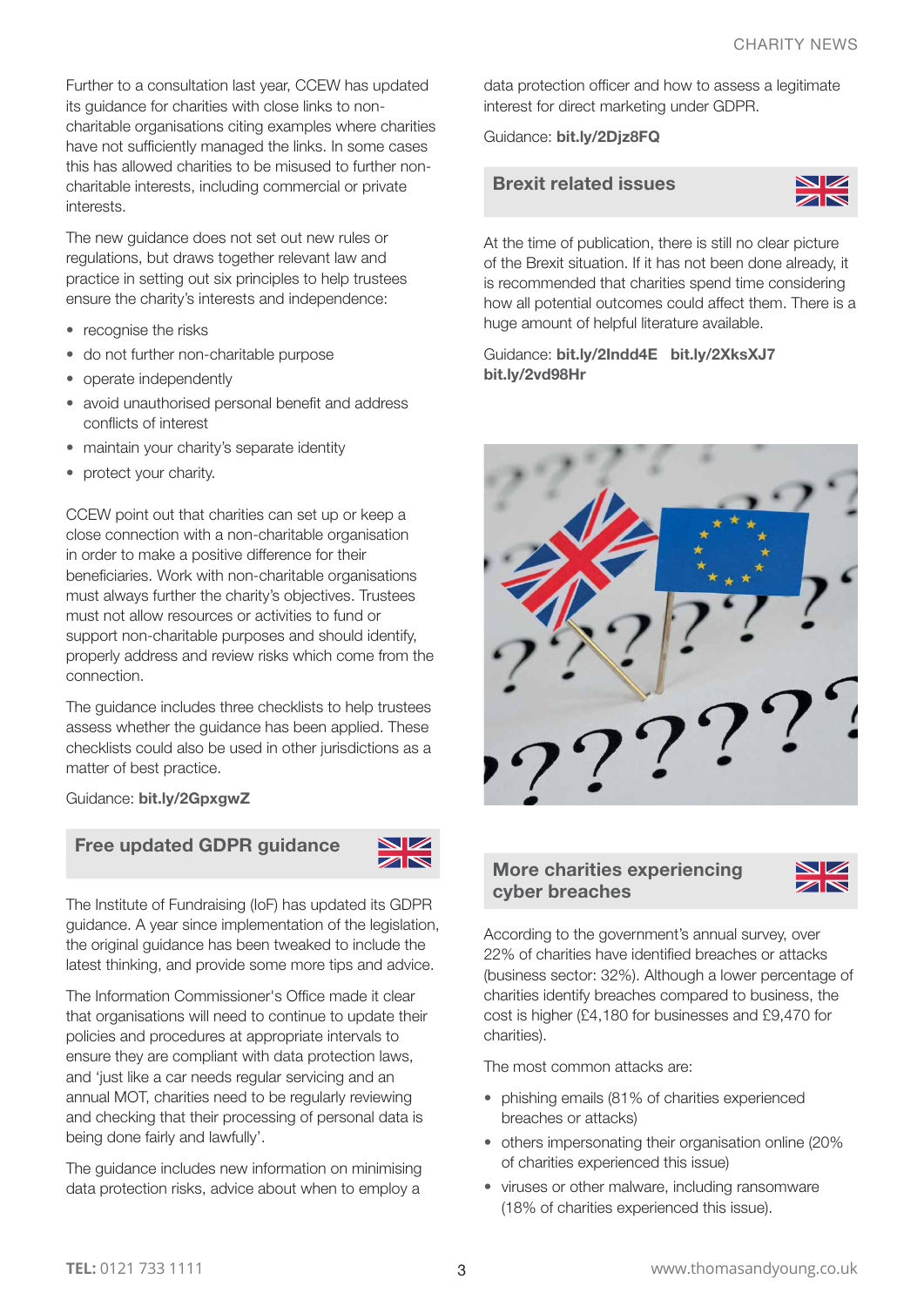Further to a consultation last year, CCEW has updated its guidance for charities with close links to non-charitable organisations citing examples where charities have not sufficiently managed the links. In some cases this has allowed charities to be misused to further non-charitable interests, including commercial or private interests.

The new guidance does not set out new rules or regulations, but draws together relevant law and practice in setting out six principles to help trustees ensure the charity's interests and independence:

- recognise the risks
- do not further non-charitable purpose
- operate independently
- avoid unauthorised personal benefit and address conflicts of interest
- maintain your charity's separate identity
- protect your charity.

CCEW point out that charities can set up or keep a close connection with a non-charitable organisation in order to make a positive difference for their beneficiaries. Work with non-charitable organisations must always further the charity's objectives. Trustees must not allow resources or activities to fund or support non-charitable purposes and should identify, properly address and review risks which come from the connection.

The guidance includes three checklists to help trustees assess whether the guidance has been applied. These checklists could also be used in other jurisdictions as a matter of best practice.

Guidance: **bit.ly/2GpxgwZ**

## Free updated GDPR guidance

The Institute of Fundraising (IoF) has updated its GDPR guidance. A year since implementation of the legislation, the original guidance has been tweaked to include the latest thinking, and provide some more tips and advice.

The Information Commissioner's Office made it clear that organisations will need to continue to update their policies and procedures at appropriate intervals to ensure they are compliant with data protection laws, and 'just like a car needs regular servicing and an annual MOT, charities need to be regularly reviewing and checking that their processing of personal data is being done fairly and lawfully'.

The guidance includes new information on minimising data protection risks, advice about when to employ a data protection officer and how to assess a legitimate interest for direct marketing under GDPR.

Guidance: **bit.ly/2Djz8FQ**

## Brexit related issues

At the time of publication, there is still no clear picture of the Brexit situation. If it has not been done already, it is recommended that charities spend time considering how all potential outcomes could affect them. There is a huge amount of helpful literature available.

Guidance: **bit.ly/2Indd4E bit.ly/2XksXJ7 bit.ly/2vd98Hr**

## More charities experiencing cyber breaches

According to the government's annual survey, over 22% of charities have identified breaches or attacks (business sector: 32%). Although a lower percentage of charities identify breaches compared to business, the cost is higher (£4,180 for businesses and £9,470 for charities).

The most common attacks are:

- phishing emails (81% of charities experienced breaches or attacks)
- others impersonating their organisation online (20% of charities experienced this issue)
- viruses or other malware, including ransomware (18% of charities experienced this issue).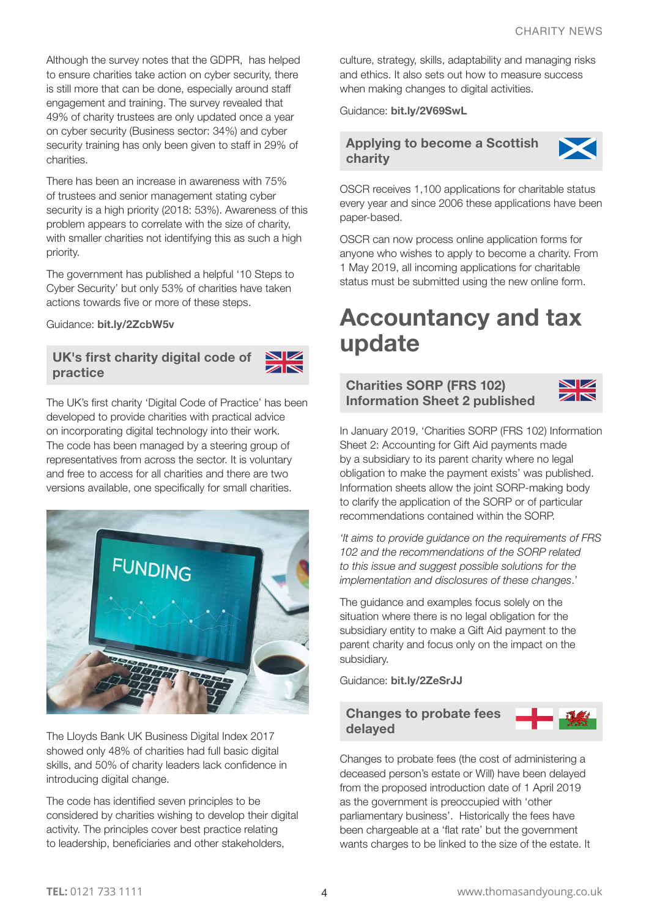Although the survey notes that the GDPR,  has helped to ensure charities take action on cyber security, there is still more that can be done, especially around staff engagement and training. The survey revealed that 49% of charity trustees are only updated once a year on cyber security (Business sector: 34%) and cyber security training has only been given to staff in 29% of charities.

There has been an increase in awareness with 75% of trustees and senior management stating cyber security is a high priority (2018: 53%). Awareness of this problem appears to correlate with the size of charity, with smaller charities not identifying this as such a high priority.

The government has published a helpful '10 Steps to Cyber Security' but only 53% of charities have taken actions towards five or more of these steps.

Guidance: **bit.ly/2ZcbW5v**

### UK's first charity digital code of practice

The UK's first charity 'Digital Code of Practice' has been developed to provide charities with practical advice on incorporating digital technology into their work. The code has been managed by a steering group of representatives from across the sector. It is voluntary and free to access for all charities and there are two versions available, one specifically for small charities.

The Lloyds Bank UK Business Digital Index 2017 showed only 48% of charities had full basic digital skills, and 50% of charity leaders lack confidence in introducing digital change.

The code has identified seven principles to be considered by charities wishing to develop their digital activity. The principles cover best practice relating to leadership, beneficiaries and other stakeholders, culture, strategy, skills, adaptability and managing risks and ethics. It also sets out how to measure success when making changes to digital activities.

Guidance: **bit.ly/2V69SwL**

### Applying to become a Scottish charity

OSCR receives 1,100 applications for charitable status every year and since 2006 these applications have been paper-based.

OSCR can now process online application forms for anyone who wishes to apply to become a charity. From 1 May 2019, all incoming applications for charitable status must be submitted using the new online form.

# Accountancy and tax update

### Charities SORP (FRS 102) Information Sheet 2 published

In January 2019, 'Charities SORP (FRS 102) Information Sheet 2: Accounting for Gift Aid payments made by a subsidiary to its parent charity where no legal obligation to make the payment exists' was published. Information sheets allow the joint SORP-making body to clarify the application of the SORP or of particular recommendations contained within the SORP.

*'It aims to provide guidance on the requirements of FRS 102 and the recommendations of the SORP related to this issue and suggest possible solutions for the implementation and disclosures of these changes*.'

The guidance and examples focus solely on the situation where there is no legal obligation for the subsidiary entity to make a Gift Aid payment to the parent charity and focus only on the impact on the subsidiary.

Guidance: **bit.ly/2ZeSrJJ**

### Changes to probate fees delayed

Changes to probate fees (the cost of administering a deceased person's estate or Will) have been delayed from the proposed introduction date of 1 April 2019 as the government is preoccupied with 'other parliamentary business'.  Historically the fees have been chargeable at a 'flat rate' but the government wants charges to be linked to the size of the estate. It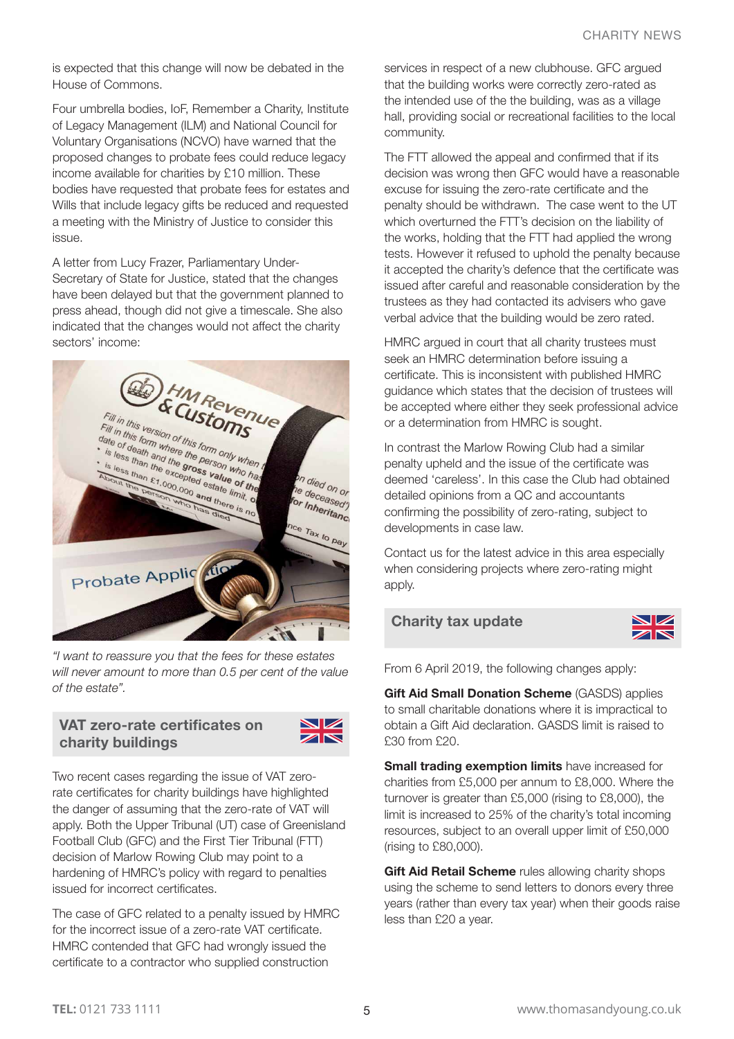is expected that this change will now be debated in the House of Commons.

Four umbrella bodies, IoF, Remember a Charity, Institute of Legacy Management (ILM) and National Council for Voluntary Organisations (NCVO) have warned that the proposed changes to probate fees could reduce legacy income available for charities by £10 million. These bodies have requested that probate fees for estates and Wills that include legacy gifts be reduced and requested a meeting with the Ministry of Justice to consider this issue.

A letter from Lucy Frazer, Parliamentary Under-Secretary of State for Justice, stated that the changes have been delayed but that the government planned to press ahead, though did not give a timescale. She also indicated that the changes would not affect the charity sectors' income:

*"I want to reassure you that the fees for these estates will never amount to more than 0.5 per cent of the value of the estate".*

## VAT zero-rate certificates on charity buildings

Two recent cases regarding the issue of VAT zero-rate certificates for charity buildings have highlighted the danger of assuming that the zero-rate of VAT will apply. Both the Upper Tribunal (UT) case of Greenisland Football Club (GFC) and the First Tier Tribunal (FTT) decision of Marlow Rowing Club may point to a hardening of HMRC's policy with regard to penalties issued for incorrect certificates.

The case of GFC related to a penalty issued by HMRC for the incorrect issue of a zero-rate VAT certificate. HMRC contended that GFC had wrongly issued the certificate to a contractor who supplied construction services in respect of a new clubhouse. GFC argued that the building works were correctly zero-rated as the intended use of the the building, was as a village hall, providing social or recreational facilities to the local community.

The FTT allowed the appeal and confirmed that if its decision was wrong then GFC would have a reasonable excuse for issuing the zero-rate certificate and the penalty should be withdrawn. The case went to the UT which overturned the FTT's decision on the liability of the works, holding that the FTT had applied the wrong tests. However it refused to uphold the penalty because it accepted the charity's defence that the certificate was issued after careful and reasonable consideration by the trustees as they had contacted its advisers who gave verbal advice that the building would be zero rated.

HMRC argued in court that all charity trustees must seek an HMRC determination before issuing a certificate. This is inconsistent with published HMRC guidance which states that the decision of trustees will be accepted where either they seek professional advice or a determination from HMRC is sought.

In contrast the Marlow Rowing Club had a similar penalty upheld and the issue of the certificate was deemed 'careless'. In this case the Club had obtained detailed opinions from a QC and accountants confirming the possibility of zero-rating, subject to developments in case law.

Contact us for the latest advice in this area especially when considering projects where zero-rating might apply.

## Charity tax update

From 6 April 2019, the following changes apply:

**Gift Aid Small Donation Scheme** (GASDS) applies to small charitable donations where it is impractical to obtain a Gift Aid declaration. GASDS limit is raised to £30 from £20.

**Small trading exemption limits** have increased for charities from £5,000 per annum to £8,000. Where the turnover is greater than £5,000 (rising to £8,000), the limit is increased to 25% of the charity's total incoming resources, subject to an overall upper limit of £50,000 (rising to £80,000).

**Gift Aid Retail Scheme** rules allowing charity shops using the scheme to send letters to donors every three years (rather than every tax year) when their goods raise less than £20 a year.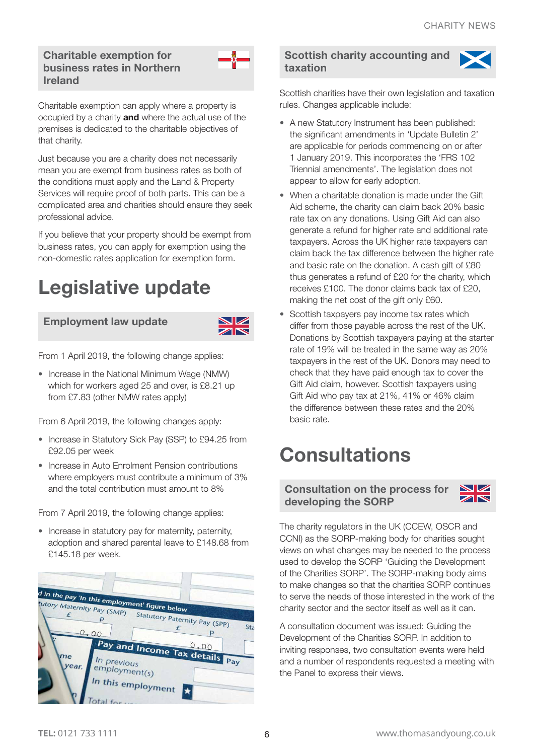### Charitable exemption for business rates in Northern Ireland

Charitable exemption can apply where a property is occupied by a charity **and** where the actual use of the premises is dedicated to the charitable objectives of that charity.

Just because you are a charity does not necessarily mean you are exempt from business rates as both of the conditions must apply and the Land & Property Services will require proof of both parts. This can be a complicated area and charities should ensure they seek professional advice.

If you believe that your property should be exempt from business rates, you can apply for exemption using the non-domestic rates application for exemption form.

# Legislative update

### Employment law update

From 1 April 2019, the following change applies:

- Increase in the National Minimum Wage (NMW) which for workers aged 25 and over, is £8.21 up from £7.83 (other NMW rates apply)

From 6 April 2019, the following changes apply:

- Increase in Statutory Sick Pay (SSP) to £94.25 from £92.05 per week
- Increase in Auto Enrolment Pension contributions where employers must contribute a minimum of 3% and the total contribution must amount to 8%

From 7 April 2019, the following change applies:

- Increase in statutory pay for maternity, paternity, adoption and shared parental leave to £148.68 from £145.18 per week.

### Scottish charity accounting and taxation

Scottish charities have their own legislation and taxation rules. Changes applicable include:

- A new Statutory Instrument has been published: the significant amendments in 'Update Bulletin 2' are applicable for periods commencing on or after 1 January 2019. This incorporates the 'FRS 102 Triennial amendments'. The legislation does not appear to allow for early adoption.
- When a charitable donation is made under the Gift Aid scheme, the charity can claim back 20% basic rate tax on any donations. Using Gift Aid can also generate a refund for higher rate and additional rate taxpayers. Across the UK higher rate taxpayers can claim back the tax difference between the higher rate and basic rate on the donation. A cash gift of £80 thus generates a refund of £20 for the charity, which receives £100. The donor claims back tax of £20, making the net cost of the gift only £60.
- Scottish taxpayers pay income tax rates which differ from those payable across the rest of the UK. Donations by Scottish taxpayers paying at the starter rate of 19% will be treated in the same way as 20% taxpayers in the rest of the UK. Donors may need to check that they have paid enough tax to cover the Gift Aid claim, however. Scottish taxpayers using Gift Aid who pay tax at 21%, 41% or 46% claim the difference between these rates and the 20% basic rate.

# Consultations

### Consultation on the process for developing the SORP

The charity regulators in the UK (CCEW, OSCR and CCNI) as the SORP-making body for charities sought views on what changes may be needed to the process used to develop the SORP 'Guiding the Development of the Charities SORP'. The SORP-making body aims to make changes so that the charities SORP continues to serve the needs of those interested in the work of the charity sector and the sector itself as well as it can.

A consultation document was issued: Guiding the Development of the Charities SORP. In addition to inviting responses, two consultation events were held and a number of respondents requested a meeting with the Panel to express their views.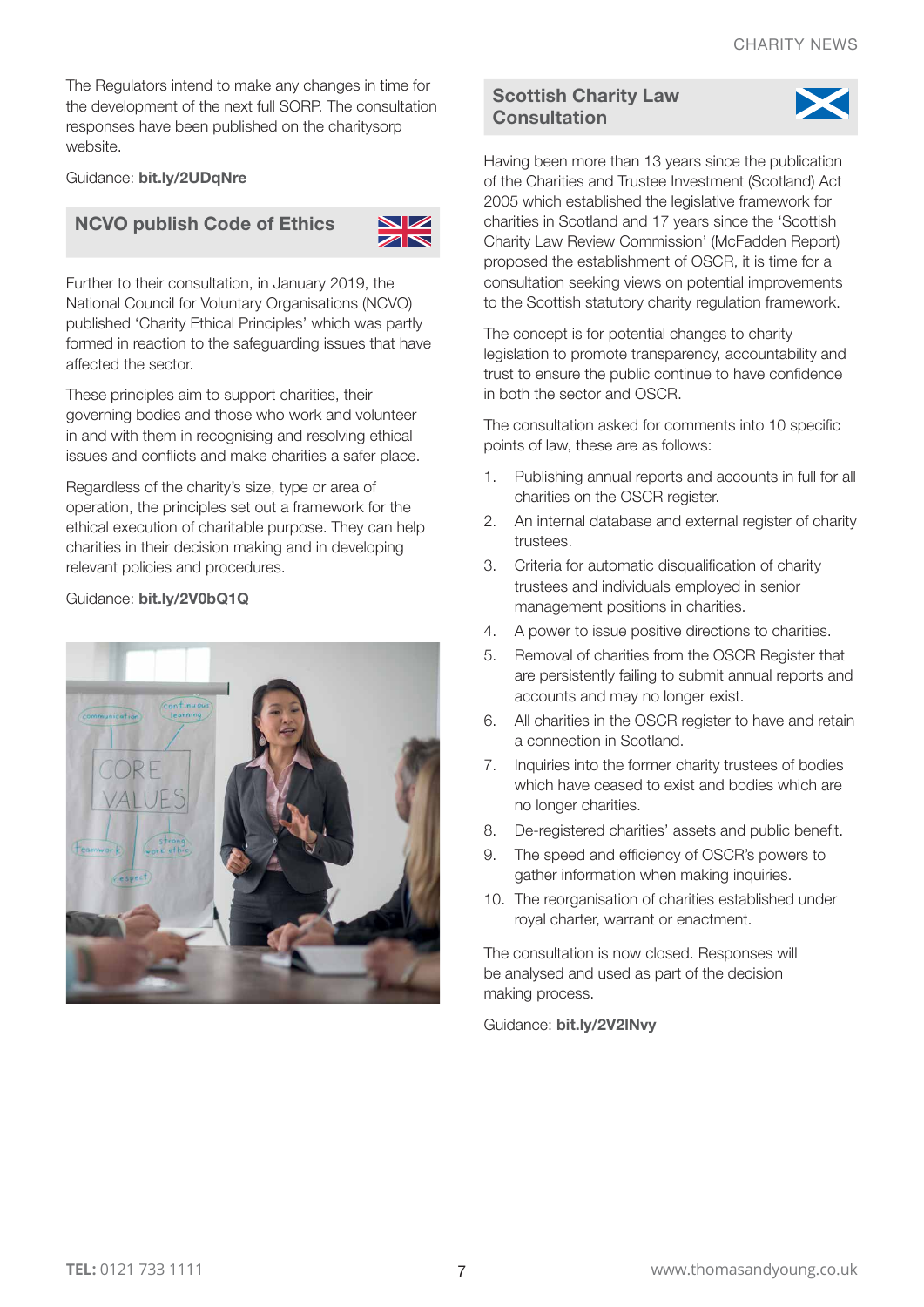The Regulators intend to make any changes in time for the development of the next full SORP. The consultation responses have been published on the charitysorp website.

Guidance: **bit.ly/2UDqNre**

## NCVO publish Code of Ethics

Further to their consultation, in January 2019, the National Council for Voluntary Organisations (NCVO) published 'Charity Ethical Principles' which was partly formed in reaction to the safeguarding issues that have affected the sector.

These principles aim to support charities, their governing bodies and those who work and volunteer in and with them in recognising and resolving ethical issues and conflicts and make charities a safer place.

Regardless of the charity's size, type or area of operation, the principles set out a framework for the ethical execution of charitable purpose. They can help charities in their decision making and in developing relevant policies and procedures.

Guidance: **bit.ly/2V0bQ1Q**

## Scottish Charity Law Consultation

Having been more than 13 years since the publication of the Charities and Trustee Investment (Scotland) Act 2005 which established the legislative framework for charities in Scotland and 17 years since the 'Scottish Charity Law Review Commission' (McFadden Report) proposed the establishment of OSCR, it is time for a consultation seeking views on potential improvements to the Scottish statutory charity regulation framework.

The concept is for potential changes to charity legislation to promote transparency, accountability and trust to ensure the public continue to have confidence in both the sector and OSCR.

The consultation asked for comments into 10 specific points of law, these are as follows:

1. Publishing annual reports and accounts in full for all charities on the OSCR register.
2. An internal database and external register of charity trustees.
3. Criteria for automatic disqualification of charity trustees and individuals employed in senior management positions in charities.
4. A power to issue positive directions to charities.
5. Removal of charities from the OSCR Register that are persistently failing to submit annual reports and accounts and may no longer exist.
6. All charities in the OSCR register to have and retain a connection in Scotland.
7. Inquiries into the former charity trustees of bodies which have ceased to exist and bodies which are no longer charities.
8. De-registered charities' assets and public benefit.
9. The speed and efficiency of OSCR's powers to gather information when making inquiries.
10. The reorganisation of charities established under royal charter, warrant or enactment.

The consultation is now closed. Responses will be analysed and used as part of the decision making process.

Guidance: **bit.ly/2V2lNvy**